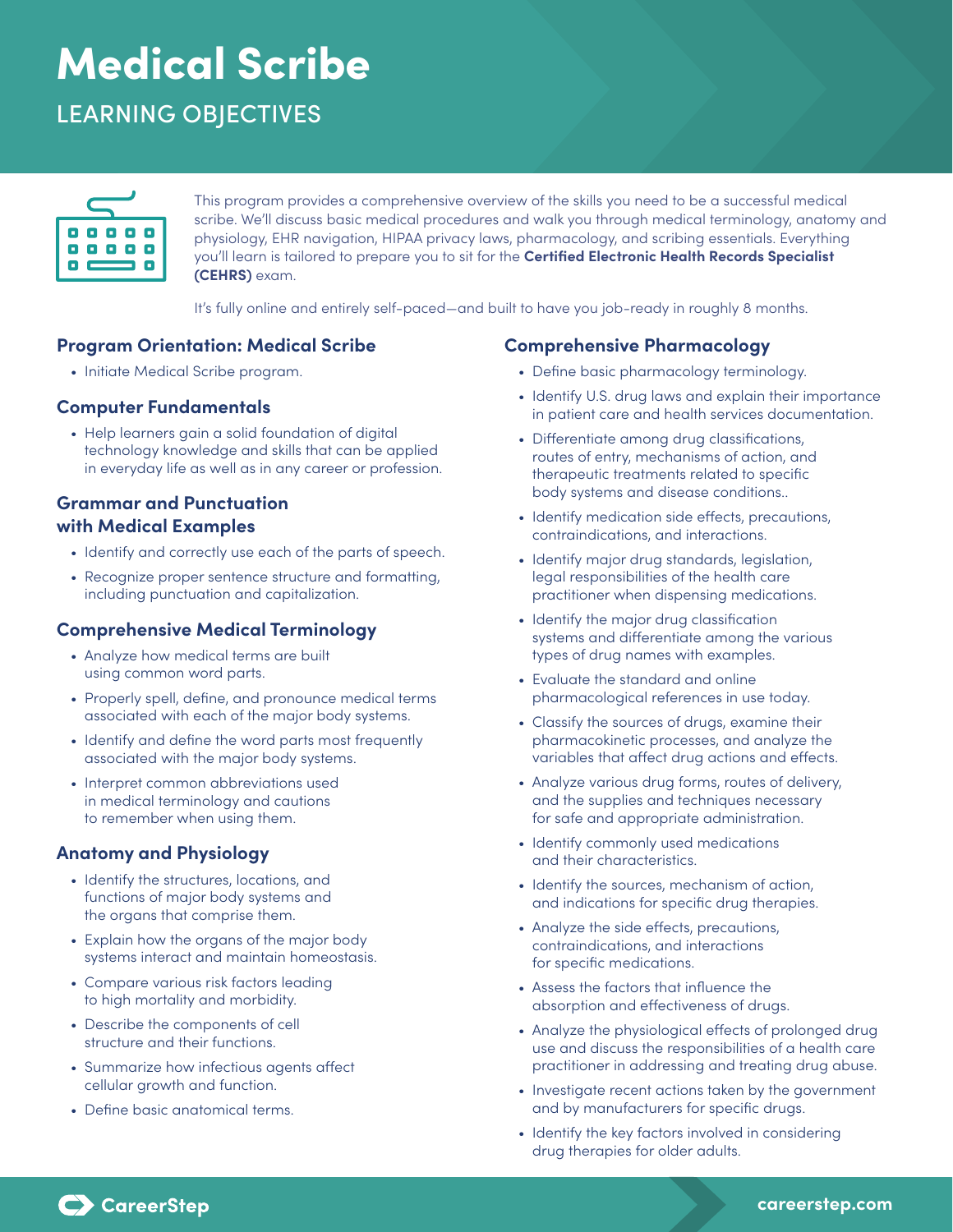# Medical Scribe

## LEARNING OBJECTIVES

This program provides a comprehensive overview of the skills you need to be a successful medical scribe. We'll discuss basic medical procedures and walk you through medical terminology, anatomy and physiology, EHR navigation, HIPAA privacy laws, pharmacology, and scribing essentials. Everything you'll learn is tailored to prepare you to sit for the **Certified Electronic Health Records Specialist (CEHRS)** exam.

It's fully online and entirely self-paced—and built to have you job-ready in roughly 8 months.

### Program Orientation: Medical Scribe

- Initiate Medical Scribe program.

### Computer Fundamentals

- Help learners gain a solid foundation of digital technology knowledge and skills that can be applied in everyday life as well as in any career or profession.

### Grammar and Punctuation with Medical Examples

- Identify and correctly use each of the parts of speech.
- Recognize proper sentence structure and formatting, including punctuation and capitalization.

### Comprehensive Medical Terminology

- Analyze how medical terms are built using common word parts.
- Properly spell, define, and pronounce medical terms associated with each of the major body systems.
- Identify and define the word parts most frequently associated with the major body systems.
- Interpret common abbreviations used in medical terminology and cautions to remember when using them.

### Anatomy and Physiology

- Identify the structures, locations, and functions of major body systems and the organs that comprise them.
- Explain how the organs of the major body systems interact and maintain homeostasis.
- Compare various risk factors leading to high mortality and morbidity.
- Describe the components of cell structure and their functions.
- Summarize how infectious agents affect cellular growth and function.
- Define basic anatomical terms.

### Comprehensive Pharmacology

- Define basic pharmacology terminology.
- Identify U.S. drug laws and explain their importance in patient care and health services documentation.
- Differentiate among drug classifications, routes of entry, mechanisms of action, and therapeutic treatments related to specific body systems and disease conditions..
- Identify medication side effects, precautions, contraindications, and interactions.
- Identify major drug standards, legislation, legal responsibilities of the health care practitioner when dispensing medications.
- Identify the major drug classification systems and differentiate among the various types of drug names with examples.
- Evaluate the standard and online pharmacological references in use today.
- Classify the sources of drugs, examine their pharmacokinetic processes, and analyze the variables that affect drug actions and effects.
- Analyze various drug forms, routes of delivery, and the supplies and techniques necessary for safe and appropriate administration.
- Identify commonly used medications and their characteristics.
- Identify the sources, mechanism of action, and indications for specific drug therapies.
- Analyze the side effects, precautions, contraindications, and interactions for specific medications.
- Assess the factors that influence the absorption and effectiveness of drugs.
- Analyze the physiological effects of prolonged drug use and discuss the responsibilities of a health care practitioner in addressing and treating drug abuse.
- Investigate recent actions taken by the government and by manufacturers for specific drugs.
- Identify the key factors involved in considering drug therapies for older adults.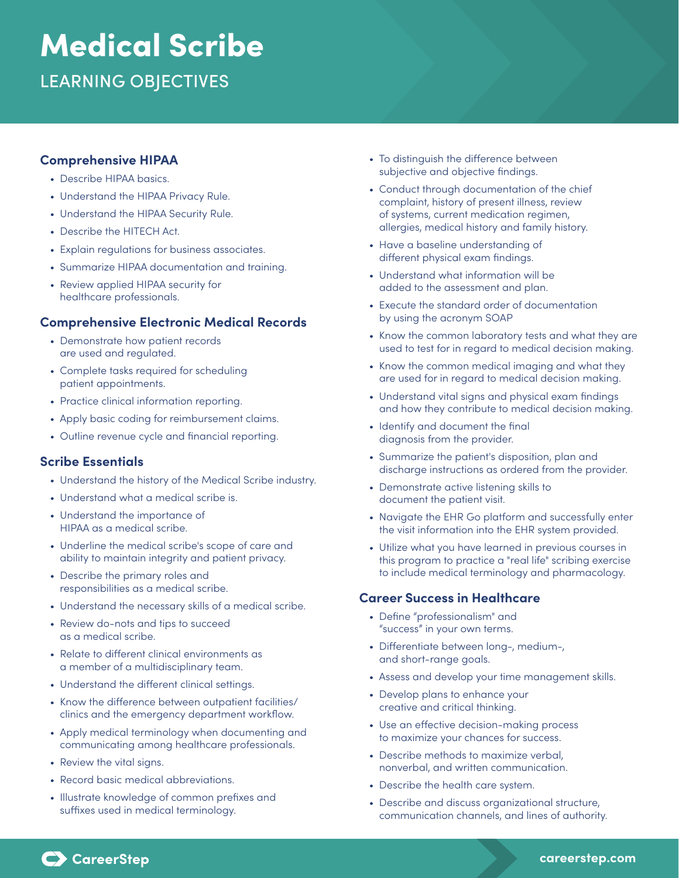# Medical Scribe

## LEARNING OBJECTIVES

### Comprehensive HIPAA

- Describe HIPAA basics.
- Understand the HIPAA Privacy Rule.
- Understand the HIPAA Security Rule.
- Describe the HITECH Act.
- Explain regulations for business associates.
- Summarize HIPAA documentation and training.
- Review applied HIPAA security for healthcare professionals.

### Comprehensive Electronic Medical Records

- Demonstrate how patient records are used and regulated.
- Complete tasks required for scheduling patient appointments.
- Practice clinical information reporting.
- Apply basic coding for reimbursement claims.
- Outline revenue cycle and financial reporting.

### Scribe Essentials

- Understand the history of the Medical Scribe industry.
- Understand what a medical scribe is.
- Understand the importance of HIPAA as a medical scribe.
- Underline the medical scribe's scope of care and ability to maintain integrity and patient privacy.
- Describe the primary roles and responsibilities as a medical scribe.
- Understand the necessary skills of a medical scribe.
- Review do-nots and tips to succeed as a medical scribe.
- Relate to different clinical environments as a member of a multidisciplinary team.
- Understand the different clinical settings.
- Know the difference between outpatient facilities/ clinics and the emergency department workflow.
- Apply medical terminology when documenting and communicating among healthcare professionals.
- Review the vital signs.
- Record basic medical abbreviations.
- Illustrate knowledge of common prefixes and suffixes used in medical terminology.
- To distinguish the difference between subjective and objective findings.
- Conduct through documentation of the chief complaint, history of present illness, review of systems, current medication regimen, allergies, medical history and family history.
- Have a baseline understanding of different physical exam findings.
- Understand what information will be added to the assessment and plan.
- Execute the standard order of documentation by using the acronym SOAP
- Know the common laboratory tests and what they are used to test for in regard to medical decision making.
- Know the common medical imaging and what they are used for in regard to medical decision making.
- Understand vital signs and physical exam findings and how they contribute to medical decision making.
- Identify and document the final diagnosis from the provider.
- Summarize the patient's disposition, plan and discharge instructions as ordered from the provider.
- Demonstrate active listening skills to document the patient visit.
- Navigate the EHR Go platform and successfully enter the visit information into the EHR system provided.
- Utilize what you have learned in previous courses in this program to practice a "real life" scribing exercise to include medical terminology and pharmacology.

### Career Success in Healthcare

- Define "professionalism" and "success" in your own terms.
- Differentiate between long-, medium-, and short-range goals.
- Assess and develop your time management skills.
- Develop plans to enhance your creative and critical thinking.
- Use an effective decision-making process to maximize your chances for success.
- Describe methods to maximize verbal, nonverbal, and written communication.
- Describe the health care system.
- Describe and discuss organizational structure, communication channels, and lines of authority.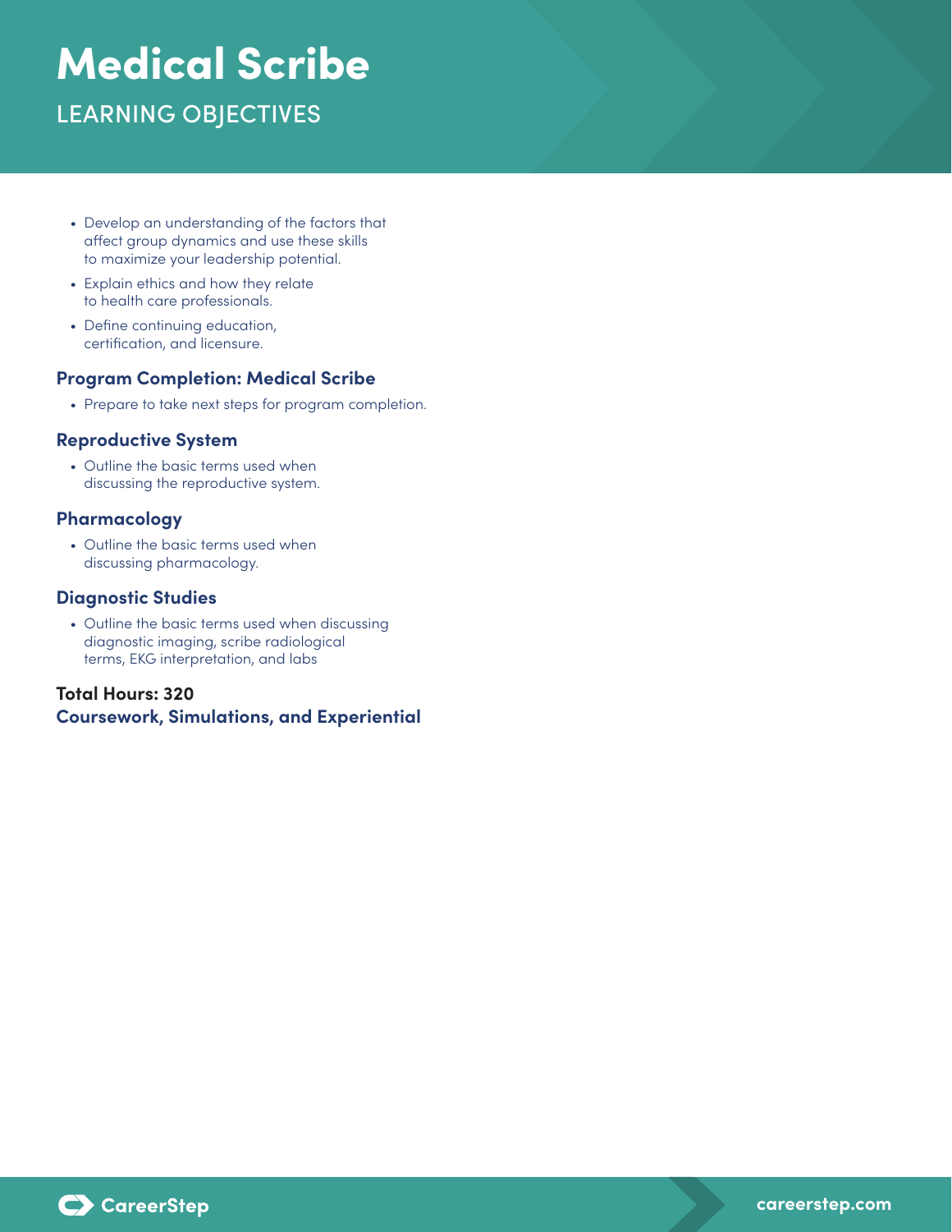# Medical Scribe

LEARNING OBJECTIVES

- Develop an understanding of the factors that affect group dynamics and use these skills to maximize your leadership potential.
- Explain ethics and how they relate to health care professionals.
- Define continuing education, certification, and licensure.

### Program Completion: Medical Scribe

- Prepare to take next steps for program completion.

### Reproductive System

- Outline the basic terms used when discussing the reproductive system.

### Pharmacology

- Outline the basic terms used when discussing pharmacology.

### Diagnostic Studies

- Outline the basic terms used when discussing diagnostic imaging, scribe radiological terms, EKG interpretation, and labs

**Total Hours: 320**
**Coursework, Simulations, and Experiential**

CareerStep

careerstep.com